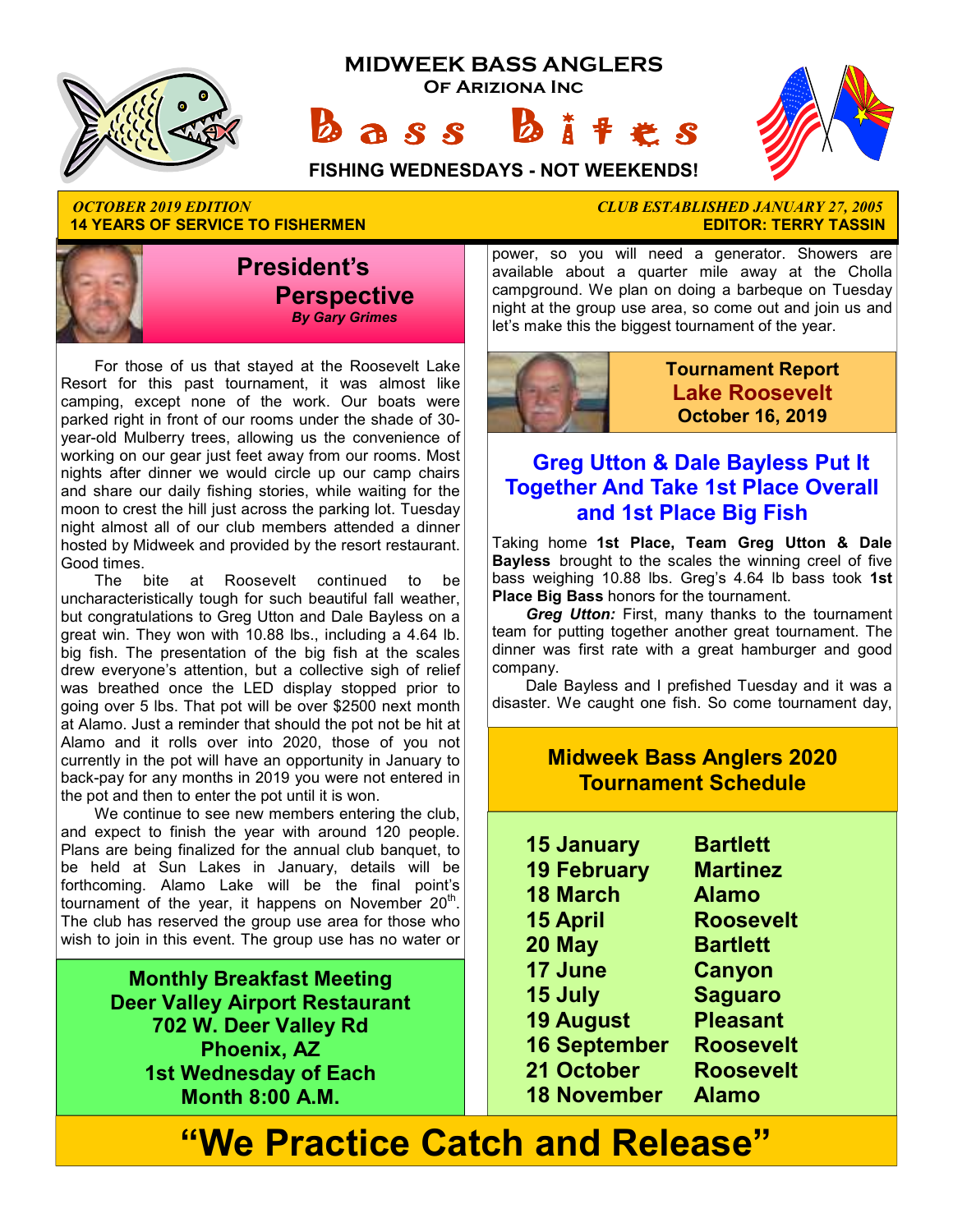# MIDWEEK BASS ANGLERS

**Of Ariziona Inc**

# Bass Bites

**FISHING WEDNESDAYS - NOT WEEKENDS!**

*OCTOBER 2019 EDITION* — *CLUB ESTABLISHED JANUARY 27, 2005*

**14 YEARS OF SERVICE TO FISHERMEN** — **EDITOR: TERRY TASSIN**

## President's Perspective

***By Gary Grimes***

For those of us that stayed at the Roosevelt Lake Resort for this past tournament, it was almost like camping, except none of the work. Our boats were parked right in front of our rooms under the shade of 30-year-old Mulberry trees, allowing us the convenience of working on our gear just feet away from our rooms. Most nights after dinner we would circle up our camp chairs and share our daily fishing stories, while waiting for the moon to crest the hill just across the parking lot. Tuesday night almost all of our club members attended a dinner hosted by Midweek and provided by the resort restaurant. Good times.

The bite at Roosevelt continued to be uncharacteristically tough for such beautiful fall weather, but congratulations to Greg Utton and Dale Bayless on a great win. They won with 10.88 lbs., including a 4.64 lb. big fish. The presentation of the big fish at the scales drew everyone's attention, but a collective sigh of relief was breathed once the LED display stopped prior to going over 5 lbs. That pot will be over $2500 next month at Alamo. Just a reminder that should the pot not be hit at Alamo and it rolls over into 2020, those of you not currently in the pot will have an opportunity in January to back-pay for any months in 2019 you were not entered in the pot and then to enter the pot until it is won.

We continue to see new members entering the club, and expect to finish the year with around 120 people. Plans are being finalized for the annual club banquet, to be held at Sun Lakes in January, details will be forthcoming. Alamo Lake will be the final point's tournament of the year, it happens on November 20th. The club has reserved the group use area for those who wish to join in this event. The group use has no water or power, so you will need a generator. Showers are available about a quarter mile away at the Cholla campground. We plan on doing a barbeque on Tuesday night at the group use area, so come out and join us and let's make this the biggest tournament of the year.

### Monthly Breakfast Meeting
**Deer Valley Airport Restaurant**
**702 W. Deer Valley Rd**
**Phoenix, AZ**
**1st Wednesday of Each Month 8:00 A.M.**

## Tournament Report
**Lake Roosevelt**
**October 16, 2019**

### Greg Utton & Dale Bayless Put It Together And Take 1st Place Overall and 1st Place Big Fish

Taking home **1st Place, Team Greg Utton & Dale Bayless** brought to the scales the winning creel of five bass weighing 10.88 lbs. Greg's 4.64 lb bass took **1st Place Big Bass** honors for the tournament.

***Greg Utton:*** First, many thanks to the tournament team for putting together another great tournament. The dinner was first rate with a great hamburger and good company.

Dale Bayless and I prefished Tuesday and it was a disaster. We caught one fish. So come tournament day,

### Midweek Bass Anglers 2020 Tournament Schedule

| Date | Lake |
|---|---|
| 15 January | Bartlett |
| 19 February | Martinez |
| 18 March | Alamo |
| 15 April | Roosevelt |
| 20 May | Bartlett |
| 17 June | Canyon |
| 15 July | Saguaro |
| 19 August | Pleasant |
| 16 September | Roosevelt |
| 21 October | Roosevelt |
| 18 November | Alamo |

# "We Practice Catch and Release"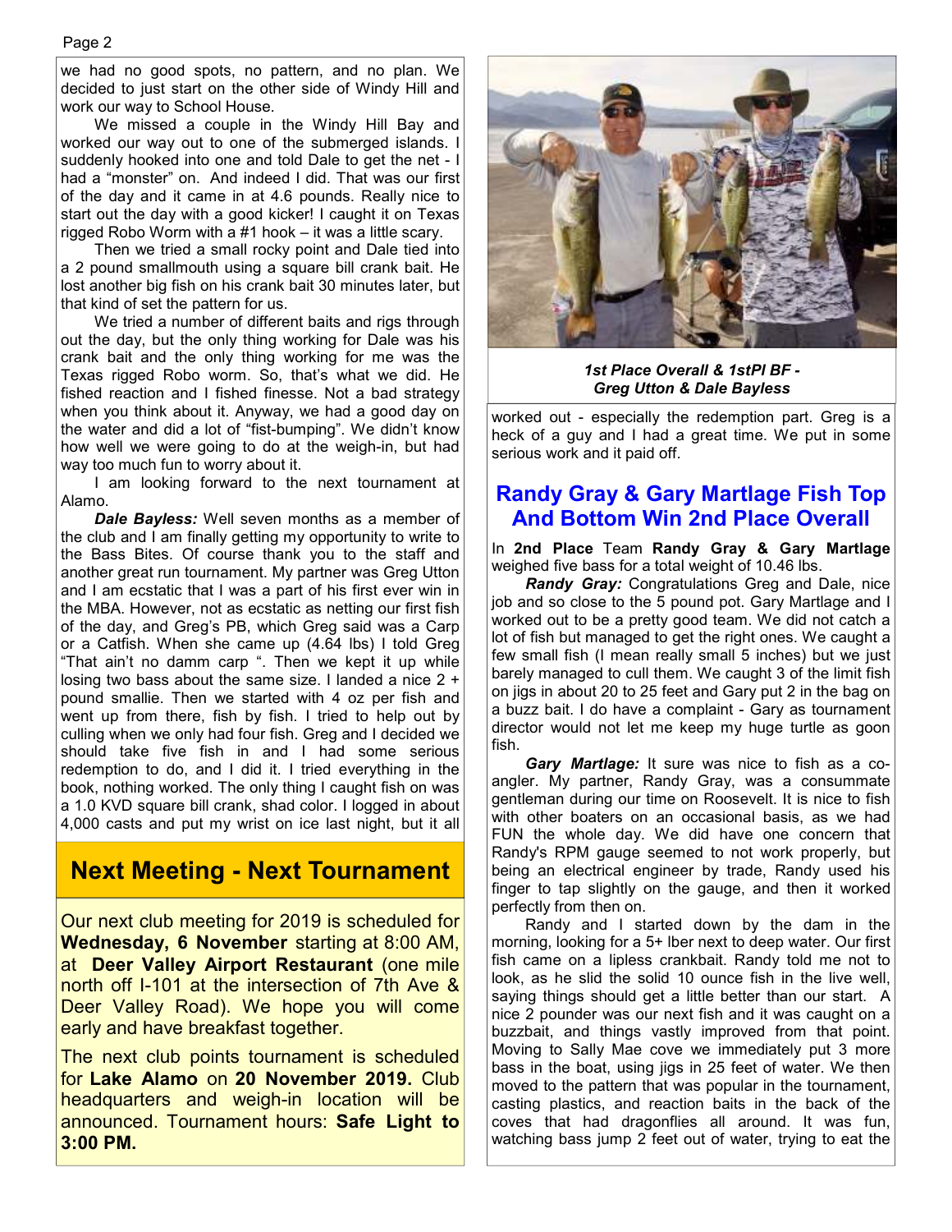we had no good spots, no pattern, and no plan. We decided to just start on the other side of Windy Hill and work our way to School House.

We missed a couple in the Windy Hill Bay and worked our way out to one of the submerged islands. I suddenly hooked into one and told Dale to get the net - I had a "monster" on. And indeed I did. That was our first of the day and it came in at 4.6 pounds. Really nice to start out the day with a good kicker! I caught it on Texas rigged Robo Worm with a #1 hook – it was a little scary.

Then we tried a small rocky point and Dale tied into a 2 pound smallmouth using a square bill crank bait. He lost another big fish on his crank bait 30 minutes later, but that kind of set the pattern for us.

We tried a number of different baits and rigs through out the day, but the only thing working for Dale was his crank bait and the only thing working for me was the Texas rigged Robo worm. So, that's what we did. He fished reaction and I fished finesse. Not a bad strategy when you think about it. Anyway, we had a good day on the water and did a lot of "fist-bumping". We didn't know how well we were going to do at the weigh-in, but had way too much fun to worry about it.

I am looking forward to the next tournament at Alamo.

***Dale Bayless:*** Well seven months as a member of the club and I am finally getting my opportunity to write to the Bass Bites. Of course thank you to the staff and another great run tournament. My partner was Greg Utton and I am ecstatic that I was a part of his first ever win in the MBA. However, not as ecstatic as netting our first fish of the day, and Greg's PB, which Greg said was a Carp or a Catfish. When she came up (4.64 lbs) I told Greg "That ain't no damm carp ". Then we kept it up while losing two bass about the same size. I landed a nice 2 + pound smallie. Then we started with 4 oz per fish and went up from there, fish by fish. I tried to help out by culling when we only had four fish. Greg and I decided we should take five fish in and I had some serious redemption to do, and I did it. I tried everything in the book, nothing worked. The only thing I caught fish on was a 1.0 KVD square bill crank, shad color. I logged in about 4,000 casts and put my wrist on ice last night, but it all worked out - especially the redemption part. Greg is a heck of a guy and I had a great time. We put in some serious work and it paid off.

***1st Place Overall & 1stPl BF - Greg Utton & Dale Bayless***

## Randy Gray & Gary Martlage Fish Top And Bottom Win 2nd Place Overall

In **2nd Place** Team **Randy Gray & Gary Martlage** weighed five bass for a total weight of 10.46 lbs.

***Randy Gray:*** Congratulations Greg and Dale, nice job and so close to the 5 pound pot. Gary Martlage and I worked out to be a pretty good team. We did not catch a lot of fish but managed to get the right ones. We caught a few small fish (I mean really small 5 inches) but we just barely managed to cull them. We caught 3 of the limit fish on jigs in about 20 to 25 feet and Gary put 2 in the bag on a buzz bait. I do have a complaint - Gary as tournament director would not let me keep my huge turtle as goon fish.

***Gary Martlage:*** It sure was nice to fish as a co-angler. My partner, Randy Gray, was a consummate gentleman during our time on Roosevelt. It is nice to fish with other boaters on an occasional basis, as we had FUN the whole day. We did have one concern that Randy's RPM gauge seemed to not work properly, but being an electrical engineer by trade, Randy used his finger to tap slightly on the gauge, and then it worked perfectly from then on.

Randy and I started down by the dam in the morning, looking for a 5+ lber next to deep water. Our first fish came on a lipless crankbait. Randy told me not to look, as he slid the solid 10 ounce fish in the live well, saying things should get a little better than our start. A nice 2 pounder was our next fish and it was caught on a buzzbait, and things vastly improved from that point. Moving to Sally Mae cove we immediately put 3 more bass in the boat, using jigs in 25 feet of water. We then moved to the pattern that was popular in the tournament, casting plastics, and reaction baits in the back of the coves that had dragonflies all around. It was fun, watching bass jump 2 feet out of water, trying to eat the

## Next Meeting - Next Tournament

Our next club meeting for 2019 is scheduled for **Wednesday, 6 November** starting at 8:00 AM, at **Deer Valley Airport Restaurant** (one mile north off I-101 at the intersection of 7th Ave & Deer Valley Road). We hope you will come early and have breakfast together.

The next club points tournament is scheduled for **Lake Alamo** on **20 November 2019.** Club headquarters and weigh-in location will be announced. Tournament hours: **Safe Light to 3:00 PM.**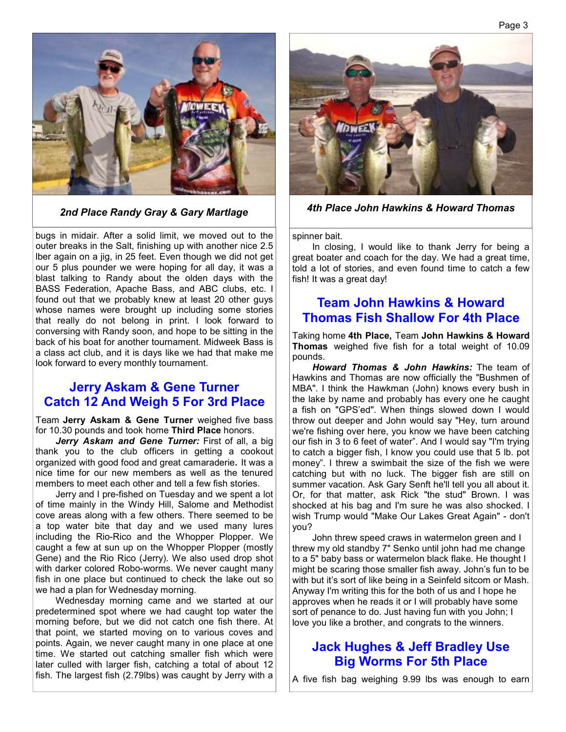*2nd Place Randy Gray & Gary Martlage*

bugs in midair. After a solid limit, we moved out to the outer breaks in the Salt, finishing up with another nice 2.5 lber again on a jig, in 25 feet. Even though we did not get our 5 plus pounder we were hoping for all day, it was a blast talking to Randy about the olden days with the BASS Federation, Apache Bass, and ABC clubs, etc. I found out that we probably knew at least 20 other guys whose names were brought up including some stories that really do not belong in print. I look forward to conversing with Randy soon, and hope to be sitting in the back of his boat for another tournament. Midweek Bass is a class act club, and it is days like we had that make me look forward to every monthly tournament.

## Jerry Askam & Gene Turner Catch 12 And Weigh 5 For 3rd Place

Team **Jerry Askam & Gene Turner** weighed five bass for 10.30 pounds and took home **Third Place** honors.

***Jerry Askam and Gene Turner:*** First of all, a big thank you to the club officers in getting a cookout organized with good food and great camaraderie**.** It was a nice time for our new members as well as the tenured members to meet each other and tell a few fish stories.

Jerry and I pre-fished on Tuesday and we spent a lot of time mainly in the Windy Hill, Salome and Methodist cove areas along with a few others. There seemed to be a top water bite that day and we used many lures including the Rio-Rico and the Whopper Plopper. We caught a few at sun up on the Whopper Plopper (mostly Gene) and the Rio Rico (Jerry). We also used drop shot with darker colored Robo-worms. We never caught many fish in one place but continued to check the lake out so we had a plan for Wednesday morning.

Wednesday morning came and we started at our predetermined spot where we had caught top water the morning before, but we did not catch one fish there. At that point, we started moving on to various coves and points. Again, we never caught many in one place at one time. We started out catching smaller fish which were later culled with larger fish, catching a total of about 12 fish. The largest fish (2.79lbs) was caught by Jerry with a spinner bait.

In closing, I would like to thank Jerry for being a great boater and coach for the day. We had a great time, told a lot of stories, and even found time to catch a few fish! It was a great day!

*4th Place John Hawkins & Howard Thomas*

## Team John Hawkins & Howard Thomas Fish Shallow For 4th Place

Taking home **4th Place,** Team **John Hawkins & Howard Thomas** weighed five fish for a total weight of 10.09 pounds.

***Howard Thomas & John Hawkins:*** The team of Hawkins and Thomas are now officially the "Bushmen of MBA". I think the Hawkman (John) knows every bush in the lake by name and probably has every one he caught a fish on "GPS'ed". When things slowed down I would throw out deeper and John would say "Hey, turn around we're fishing over here, you know we have been catching our fish in 3 to 6 feet of water". And I would say "I'm trying to catch a bigger fish, I know you could use that 5 lb. pot money". I threw a swimbait the size of the fish we were catching but with no luck. The bigger fish are still on summer vacation. Ask Gary Senft he'll tell you all about it. Or, for that matter, ask Rick "the stud" Brown. I was shocked at his bag and I'm sure he was also shocked. I wish Trump would "Make Our Lakes Great Again" - don't you?

John threw speed craws in watermelon green and I threw my old standby 7" Senko until john had me change to a 5" baby bass or watermelon black flake. He thought I might be scaring those smaller fish away. John's fun to be with but it's sort of like being in a Seinfeld sitcom or Mash. Anyway I'm writing this for the both of us and I hope he approves when he reads it or I will probably have some sort of penance to do. Just having fun with you John; I love you like a brother, and congrats to the winners.

## Jack Hughes & Jeff Bradley Use Big Worms For 5th Place

A five fish bag weighing 9.99 lbs was enough to earn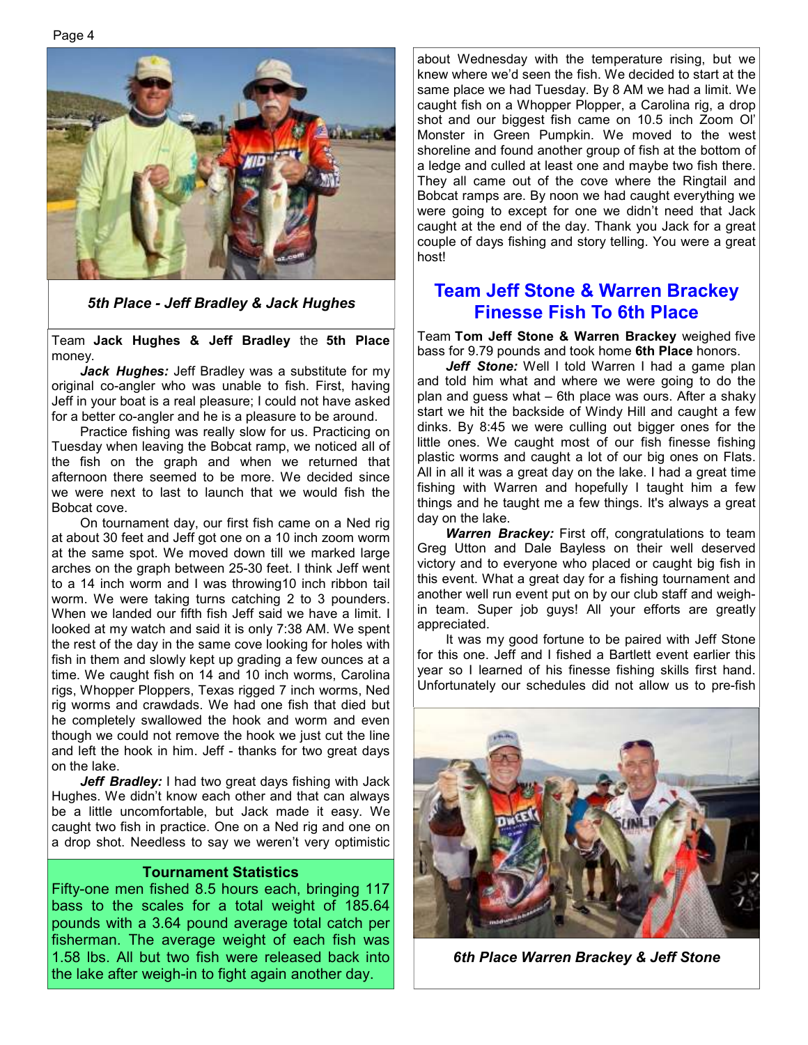*5th Place - Jeff Bradley & Jack Hughes*

Team **Jack Hughes & Jeff Bradley** the **5th Place** money.

***Jack Hughes:*** Jeff Bradley was a substitute for my original co-angler who was unable to fish. First, having Jeff in your boat is a real pleasure; I could not have asked for a better co-angler and he is a pleasure to be around.

Practice fishing was really slow for us. Practicing on Tuesday when leaving the Bobcat ramp, we noticed all of the fish on the graph and when we returned that afternoon there seemed to be more. We decided since we were next to last to launch that we would fish the Bobcat cove.

On tournament day, our first fish came on a Ned rig at about 30 feet and Jeff got one on a 10 inch zoom worm at the same spot. We moved down till we marked large arches on the graph between 25-30 feet. I think Jeff went to a 14 inch worm and I was throwing10 inch ribbon tail worm. We were taking turns catching 2 to 3 pounders. When we landed our fifth fish Jeff said we have a limit. I looked at my watch and said it is only 7:38 AM. We spent the rest of the day in the same cove looking for holes with fish in them and slowly kept up grading a few ounces at a time. We caught fish on 14 and 10 inch worms, Carolina rigs, Whopper Ploppers, Texas rigged 7 inch worms, Ned rig worms and crawdads. We had one fish that died but he completely swallowed the hook and worm and even though we could not remove the hook we just cut the line and left the hook in him. Jeff - thanks for two great days on the lake.

***Jeff Bradley:*** I had two great days fishing with Jack Hughes. We didn't know each other and that can always be a little uncomfortable, but Jack made it easy. We caught two fish in practice. One on a Ned rig and one on a drop shot. Needless to say we weren't very optimistic about Wednesday with the temperature rising, but we knew where we'd seen the fish. We decided to start at the same place we had Tuesday. By 8 AM we had a limit. We caught fish on a Whopper Plopper, a Carolina rig, a drop shot and our biggest fish came on 10.5 inch Zoom Ol' Monster in Green Pumpkin. We moved to the west shoreline and found another group of fish at the bottom of a ledge and culled at least one and maybe two fish there. They all came out of the cove where the Ringtail and Bobcat ramps are. By noon we had caught everything we were going to except for one we didn't need that Jack caught at the end of the day. Thank you Jack for a great couple of days fishing and story telling. You were a great host!

**Tournament Statistics**

Fifty-one men fished 8.5 hours each, bringing 117 bass to the scales for a total weight of 185.64 pounds with a 3.64 pound average total catch per fisherman. The average weight of each fish was 1.58 lbs. All but two fish were released back into the lake after weigh-in to fight again another day.

## Team Jeff Stone & Warren Brackey Finesse Fish To 6th Place

Team **Tom Jeff Stone & Warren Brackey** weighed five bass for 9.79 pounds and took home **6th Place** honors.

***Jeff Stone:*** Well I told Warren I had a game plan and told him what and where we were going to do the plan and guess what – 6th place was ours. After a shaky start we hit the backside of Windy Hill and caught a few dinks. By 8:45 we were culling out bigger ones for the little ones. We caught most of our fish finesse fishing plastic worms and caught a lot of our big ones on Flats. All in all it was a great day on the lake. I had a great time fishing with Warren and hopefully I taught him a few things and he taught me a few things. It's always a great day on the lake.

***Warren Brackey:*** First off, congratulations to team Greg Utton and Dale Bayless on their well deserved victory and to everyone who placed or caught big fish in this event. What a great day for a fishing tournament and another well run event put on by our club staff and weigh-in team. Super job guys! All your efforts are greatly appreciated.

It was my good fortune to be paired with Jeff Stone for this one. Jeff and I fished a Bartlett event earlier this year so I learned of his finesse fishing skills first hand. Unfortunately our schedules did not allow us to pre-fish

*6th Place Warren Brackey & Jeff Stone*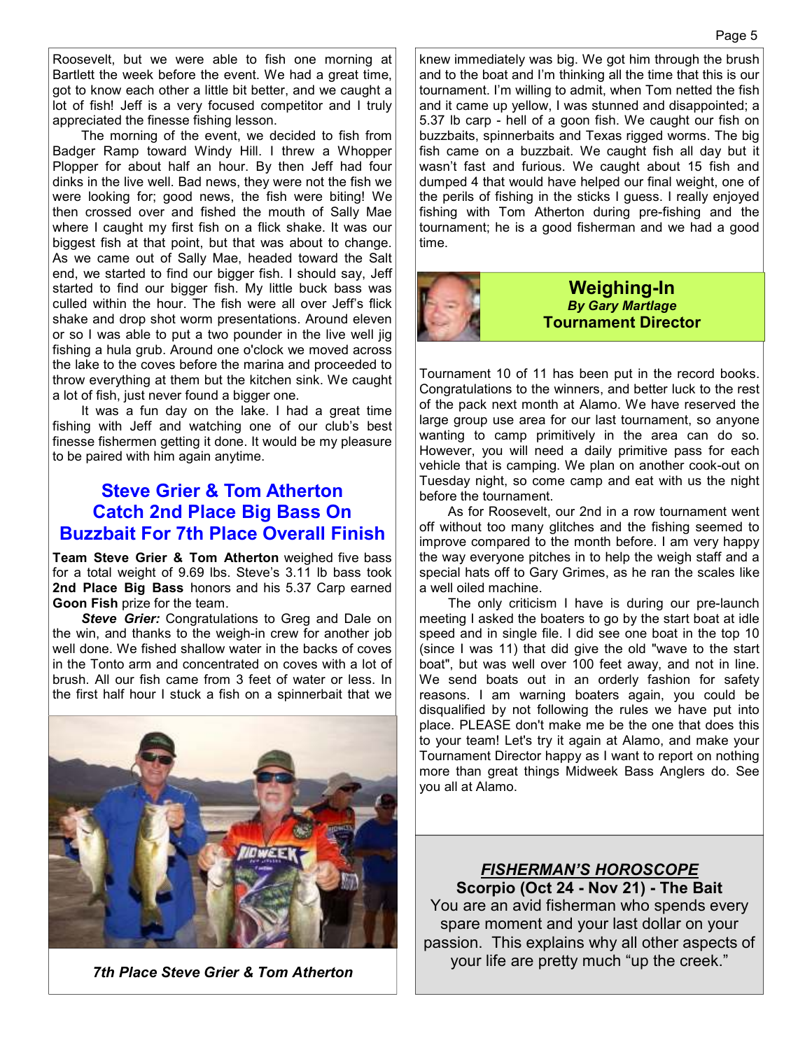Roosevelt, but we were able to fish one morning at Bartlett the week before the event. We had a great time, got to know each other a little bit better, and we caught a lot of fish! Jeff is a very focused competitor and I truly appreciated the finesse fishing lesson.

The morning of the event, we decided to fish from Badger Ramp toward Windy Hill. I threw a Whopper Plopper for about half an hour. By then Jeff had four dinks in the live well. Bad news, they were not the fish we were looking for; good news, the fish were biting! We then crossed over and fished the mouth of Sally Mae where I caught my first fish on a flick shake. It was our biggest fish at that point, but that was about to change. As we came out of Sally Mae, headed toward the Salt end, we started to find our bigger fish. I should say, Jeff started to find our bigger fish. My little buck bass was culled within the hour. The fish were all over Jeff's flick shake and drop shot worm presentations. Around eleven or so I was able to put a two pounder in the live well jig fishing a hula grub. Around one o'clock we moved across the lake to the coves before the marina and proceeded to throw everything at them but the kitchen sink. We caught a lot of fish, just never found a bigger one.

It was a fun day on the lake. I had a great time fishing with Jeff and watching one of our club's best finesse fishermen getting it done. It would be my pleasure to be paired with him again anytime.

## Steve Grier & Tom Atherton Catch 2nd Place Big Bass On Buzzbait For 7th Place Overall Finish

**Team Steve Grier & Tom Atherton** weighed five bass for a total weight of 9.69 lbs. Steve's 3.11 lb bass took **2nd Place Big Bass** honors and his 5.37 Carp earned **Goon Fish** prize for the team.

***Steve Grier:*** Congratulations to Greg and Dale on the win, and thanks to the weigh-in crew for another job well done. We fished shallow water in the backs of coves in the Tonto arm and concentrated on coves with a lot of brush. All our fish came from 3 feet of water or less. In the first half hour I stuck a fish on a spinnerbait that we knew immediately was big. We got him through the brush and to the boat and I'm thinking all the time that this is our tournament. I'm willing to admit, when Tom netted the fish and it came up yellow, I was stunned and disappointed; a 5.37 lb carp - hell of a goon fish. We caught our fish on buzzbaits, spinnerbaits and Texas rigged worms. The big fish came on a buzzbait. We caught fish all day but it wasn't fast and furious. We caught about 15 fish and dumped 4 that would have helped our final weight, one of the perils of fishing in the sticks I guess. I really enjoyed fishing with Tom Atherton during pre-fishing and the tournament; he is a good fisherman and we had a good time.

*7th Place Steve Grier & Tom Atherton*

## Weighing-In

***By Gary Martlage***
**Tournament Director**

Tournament 10 of 11 has been put in the record books. Congratulations to the winners, and better luck to the rest of the pack next month at Alamo. We have reserved the large group use area for our last tournament, so anyone wanting to camp primitively in the area can do so. However, you will need a daily primitive pass for each vehicle that is camping. We plan on another cook-out on Tuesday night, so come camp and eat with us the night before the tournament.

As for Roosevelt, our 2nd in a row tournament went off without too many glitches and the fishing seemed to improve compared to the month before. I am very happy the way everyone pitches in to help the weigh staff and a special hats off to Gary Grimes, as he ran the scales like a well oiled machine.

The only criticism I have is during our pre-launch meeting I asked the boaters to go by the start boat at idle speed and in single file. I did see one boat in the top 10 (since I was 11) that did give the old "wave to the start boat", but was well over 100 feet away, and not in line. We send boats out in an orderly fashion for safety reasons. I am warning boaters again, you could be disqualified by not following the rules we have put into place. PLEASE don't make me be the one that does this to your team! Let's try it again at Alamo, and make your Tournament Director happy as I want to report on nothing more than great things Midweek Bass Anglers do. See you all at Alamo.

### *FISHERMAN'S HOROSCOPE*

**Scorpio (Oct 24 - Nov 21) - The Bait**

You are an avid fisherman who spends every spare moment and your last dollar on your passion. This explains why all other aspects of your life are pretty much "up the creek."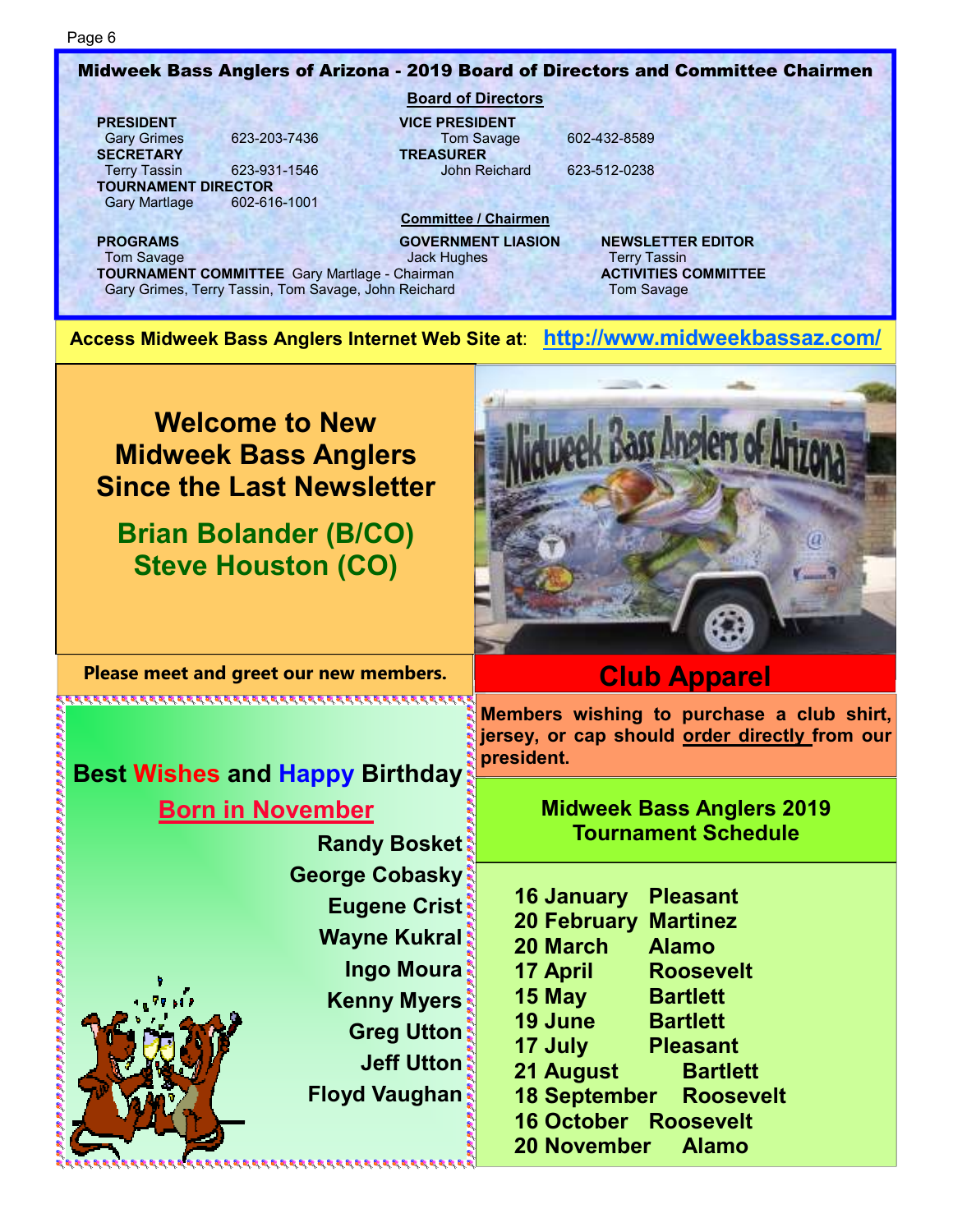## Midweek Bass Anglers of Arizona - 2019 Board of Directors and Committee Chairmen

### Board of Directors

**PRESIDENT**
Gary Grimes 623-203-7436

**VICE PRESIDENT**
Tom Savage 602-432-8589

**SECRETARY**
Terry Tassin 623-931-1546

**TREASURER**
John Reichard 623-512-0238

**TOURNAMENT DIRECTOR**
Gary Martlage 602-616-1001

### Committee / Chairmen

**PROGRAMS**
Tom Savage

**GOVERNMENT LIASION**
Jack Hughes

**NEWSLETTER EDITOR**
Terry Tassin

**TOURNAMENT COMMITTEE** Gary Martlage - Chairman
Gary Grimes, Terry Tassin, Tom Savage, John Reichard

**ACTIVITIES COMMITTEE**
Tom Savage

**Access Midweek Bass Anglers Internet Web Site at**: http://www.midweekbassaz.com/

## Welcome to New Midweek Bass Anglers Since the Last Newsletter

**Brian Bolander (B/CO)**
**Steve Houston (CO)**

**Please meet and greet our new members.**

## Club Apparel

**Members wishing to purchase a club shirt, jersey, or cap should order directly from our president.**

## Best Wishes and Happy Birthday

### Born in November

- Randy Bosket
- George Cobasky
- Eugene Crist
- Wayne Kukral
- Ingo Moura
- Kenny Myers
- Greg Utton
- Jeff Utton
- Floyd Vaughan

## Midweek Bass Anglers 2019 Tournament Schedule

| | |
|---|---|
| 16 January | Pleasant |
| 20 February | Martinez |
| 20 March | Alamo |
| 17 April | Roosevelt |
| 15 May | Bartlett |
| 19 June | Bartlett |
| 17 July | Pleasant |
| 21 August | Bartlett |
| 18 September | Roosevelt |
| 16 October | Roosevelt |
| 20 November | Alamo |